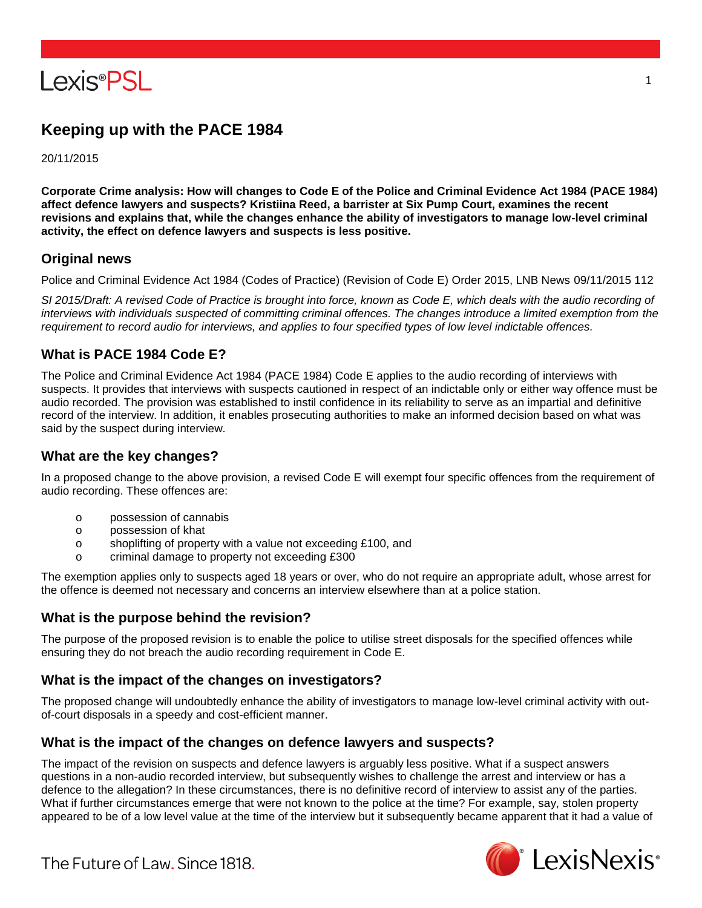# Keeping up with the PACE 1984

20/11/2015

**Corporate Crime analysis: How will changes to Code E of the Police and Criminal Evidence Act 1984 (PACE 1984) affect defence lawyers and suspects? Kristiina Reed, a barrister at Six Pump Court, examines the recent revisions and explains that, while the changes enhance the ability of investigators to manage low-level criminal activity, the effect on defence lawyers and suspects is less positive.**

## Original news

Police and Criminal Evidence Act 1984 (Codes of Practice) (Revision of Code E) Order 2015, LNB News 09/11/2015 112

*SI 2015/Draft: A revised Code of Practice is brought into force, known as Code E, which deals with the audio recording of interviews with individuals suspected of committing criminal offences. The changes introduce a limited exemption from the requirement to record audio for interviews, and applies to four specified types of low level indictable offences.*

## What is PACE 1984 Code E?

The Police and Criminal Evidence Act 1984 (PACE 1984) Code E applies to the audio recording of interviews with suspects. It provides that interviews with suspects cautioned in respect of an indictable only or either way offence must be audio recorded. The provision was established to instil confidence in its reliability to serve as an impartial and definitive record of the interview. In addition, it enables prosecuting authorities to make an informed decision based on what was said by the suspect during interview.

## What are the key changes?

In a proposed change to the above provision, a revised Code E will exempt four specific offences from the requirement of audio recording. These offences are:

- possession of cannabis
- possession of khat
- shoplifting of property with a value not exceeding £100, and
- criminal damage to property not exceeding £300

The exemption applies only to suspects aged 18 years or over, who do not require an appropriate adult, whose arrest for the offence is deemed not necessary and concerns an interview elsewhere than at a police station.

## What is the purpose behind the revision?

The purpose of the proposed revision is to enable the police to utilise street disposals for the specified offences while ensuring they do not breach the audio recording requirement in Code E.

## What is the impact of the changes on investigators?

The proposed change will undoubtedly enhance the ability of investigators to manage low-level criminal activity with out-of-court disposals in a speedy and cost-efficient manner.

## What is the impact of the changes on defence lawyers and suspects?

The impact of the revision on suspects and defence lawyers is arguably less positive. What if a suspect answers questions in a non-audio recorded interview, but subsequently wishes to challenge the arrest and interview or has a defence to the allegation? In these circumstances, there is no definitive record of interview to assist any of the parties. What if further circumstances emerge that were not known to the police at the time? For example, say, stolen property appeared to be of a low level value at the time of the interview but it subsequently became apparent that it had a value of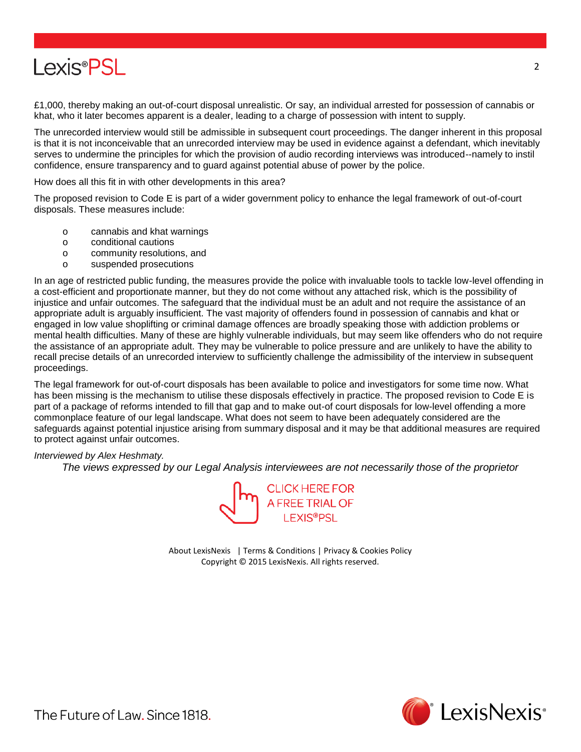£1,000, thereby making an out-of-court disposal unrealistic. Or say, an individual arrested for possession of cannabis or khat, who it later becomes apparent is a dealer, leading to a charge of possession with intent to supply.

The unrecorded interview would still be admissible in subsequent court proceedings. The danger inherent in this proposal is that it is not inconceivable that an unrecorded interview may be used in evidence against a defendant, which inevitably serves to undermine the principles for which the provision of audio recording interviews was introduced--namely to instil confidence, ensure transparency and to guard against potential abuse of power by the police.

How does all this fit in with other developments in this area?

The proposed revision to Code E is part of a wider government policy to enhance the legal framework of out-of-court disposals. These measures include:

- cannabis and khat warnings
- conditional cautions
- community resolutions, and
- suspended prosecutions

In an age of restricted public funding, the measures provide the police with invaluable tools to tackle low-level offending in a cost-efficient and proportionate manner, but they do not come without any attached risk, which is the possibility of injustice and unfair outcomes. The safeguard that the individual must be an adult and not require the assistance of an appropriate adult is arguably insufficient. The vast majority of offenders found in possession of cannabis and khat or engaged in low value shoplifting or criminal damage offences are broadly speaking those with addiction problems or mental health difficulties. Many of these are highly vulnerable individuals, but may seem like offenders who do not require the assistance of an appropriate adult. They may be vulnerable to police pressure and are unlikely to have the ability to recall precise details of an unrecorded interview to sufficiently challenge the admissibility of the interview in subsequent proceedings.

The legal framework for out-of-court disposals has been available to police and investigators for some time now. What has been missing is the mechanism to utilise these disposals effectively in practice. The proposed revision to Code E is part of a package of reforms intended to fill that gap and to make out-of court disposals for low-level offending a more commonplace feature of our legal landscape. What does not seem to have been adequately considered are the safeguards against potential injustice arising from summary disposal and it may be that additional measures are required to protect against unfair outcomes.

*Interviewed by Alex Heshmaty.*

*The views expressed by our Legal Analysis interviewees are not necessarily those of the proprietor*

CLICK HERE FOR A FREE TRIAL OF LEXIS®PSL

About LexisNexis | Terms & Conditions | Privacy & Cookies Policy
Copyright © 2015 LexisNexis. All rights reserved.